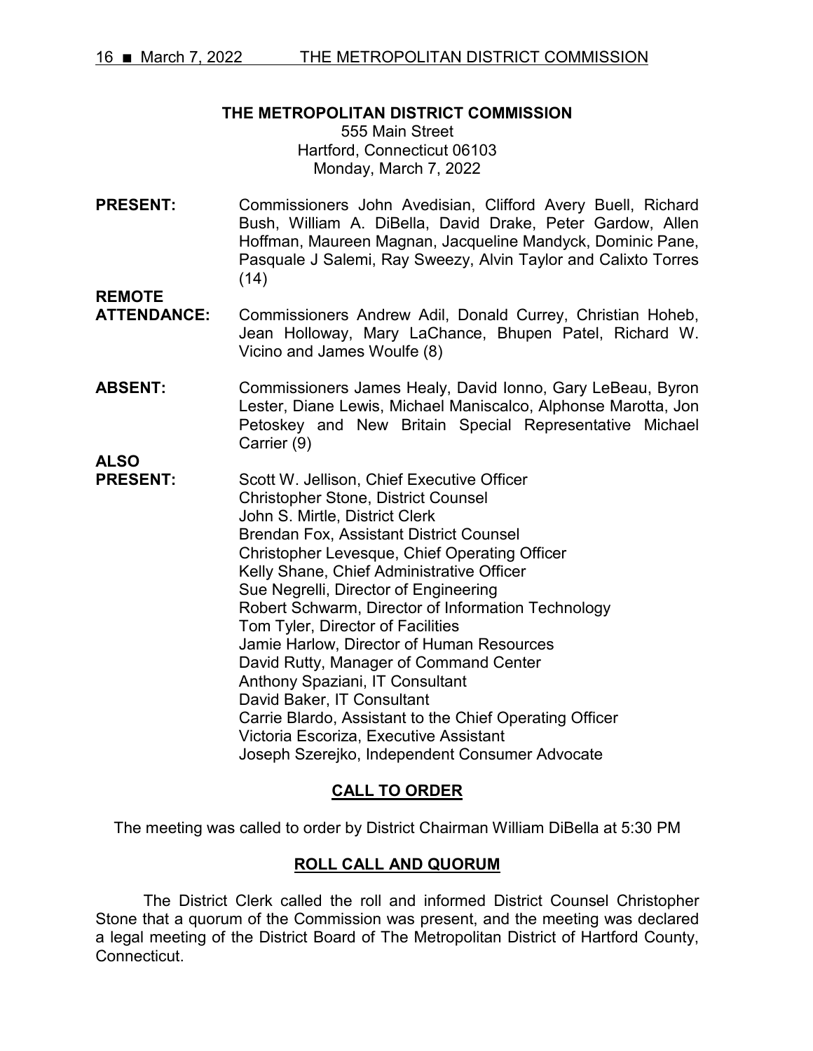# THE METROPOLITAN DISTRICT COMMISSION

555 Main Street
Hartford, Connecticut 06103
Monday, March 7, 2022

**PRESENT:** Commissioners John Avedisian, Clifford Avery Buell, Richard Bush, William A. DiBella, David Drake, Peter Gardow, Allen Hoffman, Maureen Magnan, Jacqueline Mandyck, Dominic Pane, Pasquale J Salemi, Ray Sweezy, Alvin Taylor and Calixto Torres (14)

**REMOTE ATTENDANCE:** Commissioners Andrew Adil, Donald Currey, Christian Hoheb, Jean Holloway, Mary LaChance, Bhupen Patel, Richard W. Vicino and James Woulfe (8)

**ABSENT:** Commissioners James Healy, David Ionno, Gary LeBeau, Byron Lester, Diane Lewis, Michael Maniscalco, Alphonse Marotta, Jon Petoskey and New Britain Special Representative Michael Carrier (9)

**ALSO PRESENT:**
Scott W. Jellison, Chief Executive Officer
Christopher Stone, District Counsel
John S. Mirtle, District Clerk
Brendan Fox, Assistant District Counsel
Christopher Levesque, Chief Operating Officer
Kelly Shane, Chief Administrative Officer
Sue Negrelli, Director of Engineering
Robert Schwarm, Director of Information Technology
Tom Tyler, Director of Facilities
Jamie Harlow, Director of Human Resources
David Rutty, Manager of Command Center
Anthony Spaziani, IT Consultant
David Baker, IT Consultant
Carrie Blardo, Assistant to the Chief Operating Officer
Victoria Escoriza, Executive Assistant
Joseph Szerejko, Independent Consumer Advocate

## CALL TO ORDER

The meeting was called to order by District Chairman William DiBella at 5:30 PM

## ROLL CALL AND QUORUM

The District Clerk called the roll and informed District Counsel Christopher Stone that a quorum of the Commission was present, and the meeting was declared a legal meeting of the District Board of The Metropolitan District of Hartford County, Connecticut.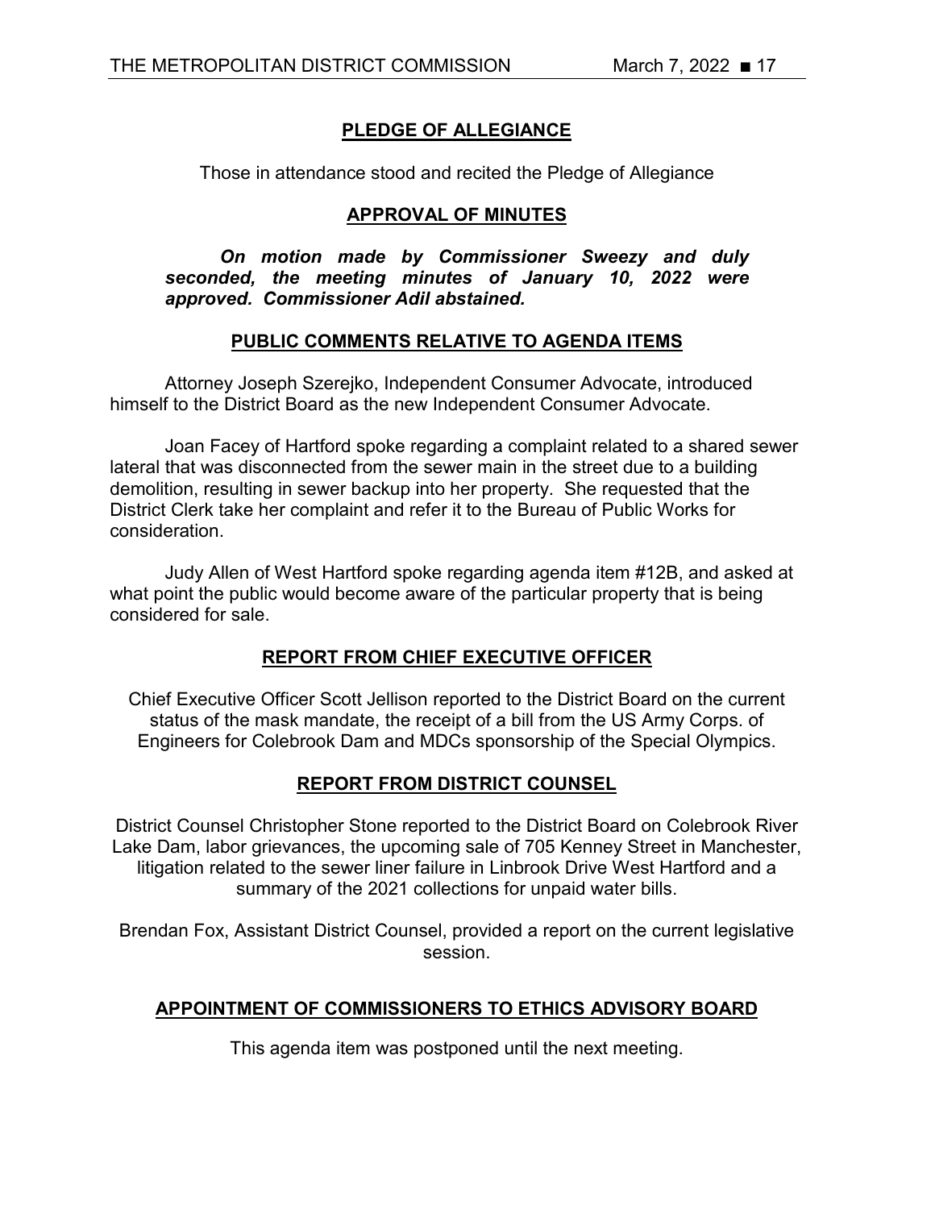## PLEDGE OF ALLEGIANCE

Those in attendance stood and recited the Pledge of Allegiance

## APPROVAL OF MINUTES

***On motion made by Commissioner Sweezy and duly seconded, the meeting minutes of January 10, 2022 were approved. Commissioner Adil abstained.***

## PUBLIC COMMENTS RELATIVE TO AGENDA ITEMS

Attorney Joseph Szerejko, Independent Consumer Advocate, introduced himself to the District Board as the new Independent Consumer Advocate.

Joan Facey of Hartford spoke regarding a complaint related to a shared sewer lateral that was disconnected from the sewer main in the street due to a building demolition, resulting in sewer backup into her property. She requested that the District Clerk take her complaint and refer it to the Bureau of Public Works for consideration.

Judy Allen of West Hartford spoke regarding agenda item #12B, and asked at what point the public would become aware of the particular property that is being considered for sale.

## REPORT FROM CHIEF EXECUTIVE OFFICER

Chief Executive Officer Scott Jellison reported to the District Board on the current status of the mask mandate, the receipt of a bill from the US Army Corps. of Engineers for Colebrook Dam and MDCs sponsorship of the Special Olympics.

## REPORT FROM DISTRICT COUNSEL

District Counsel Christopher Stone reported to the District Board on Colebrook River Lake Dam, labor grievances, the upcoming sale of 705 Kenney Street in Manchester, litigation related to the sewer liner failure in Linbrook Drive West Hartford and a summary of the 2021 collections for unpaid water bills.

Brendan Fox, Assistant District Counsel, provided a report on the current legislative session.

## APPOINTMENT OF COMMISSIONERS TO ETHICS ADVISORY BOARD

This agenda item was postponed until the next meeting.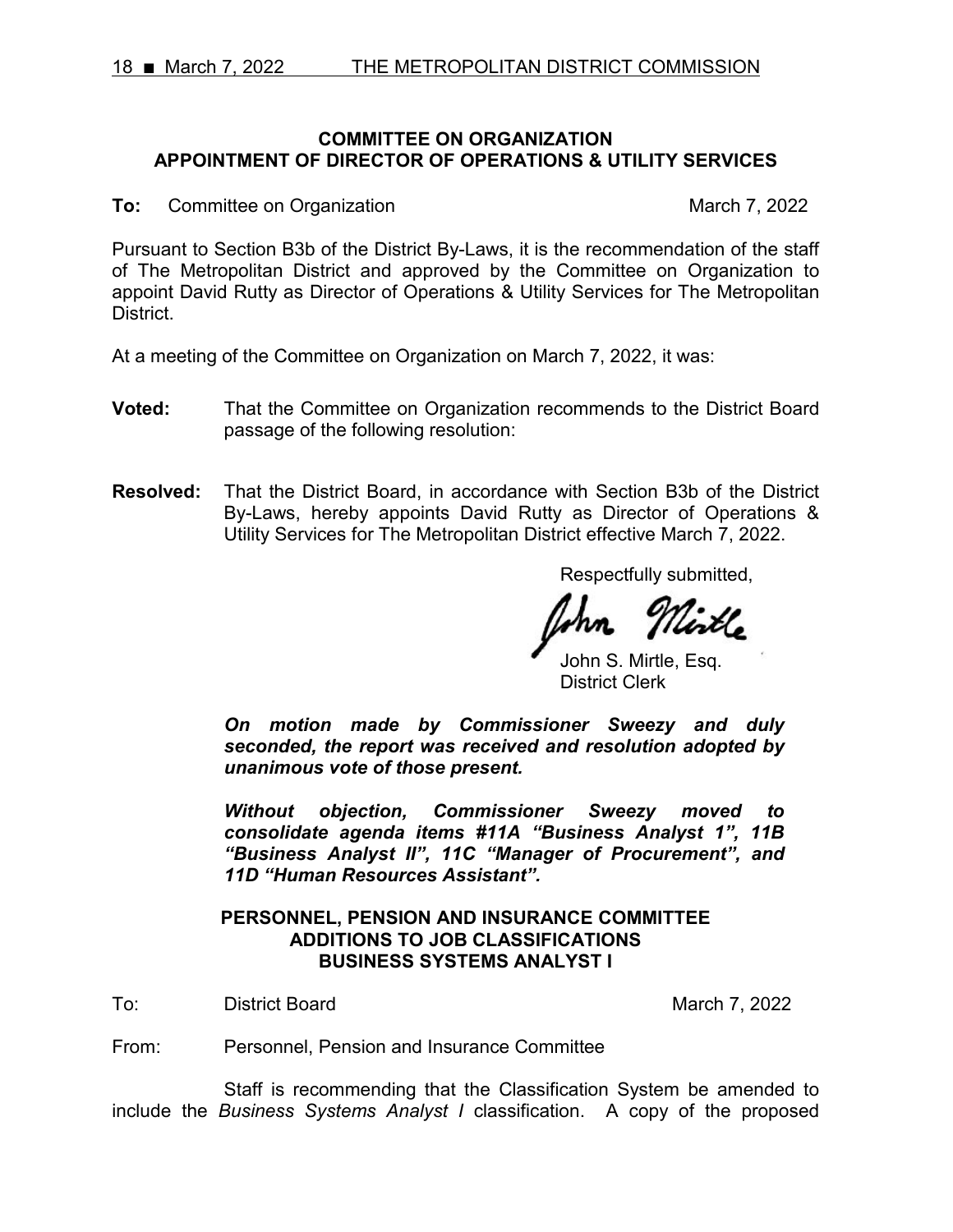**COMMITTEE ON ORGANIZATION**
**APPOINTMENT OF DIRECTOR OF OPERATIONS & UTILITY SERVICES**

**To:** Committee on Organization — March 7, 2022

Pursuant to Section B3b of the District By-Laws, it is the recommendation of the staff of The Metropolitan District and approved by the Committee on Organization to appoint David Rutty as Director of Operations & Utility Services for The Metropolitan District.

At a meeting of the Committee on Organization on March 7, 2022, it was:

**Voted:** That the Committee on Organization recommends to the District Board passage of the following resolution:

**Resolved:** That the District Board, in accordance with Section B3b of the District By-Laws, hereby appoints David Rutty as Director of Operations & Utility Services for The Metropolitan District effective March 7, 2022.

Respectfully submitted,

John S. Mirtle, Esq.
District Clerk

***On motion made by Commissioner Sweezy and duly seconded, the report was received and resolution adopted by unanimous vote of those present.***

***Without objection, Commissioner Sweezy moved to consolidate agenda items #11A "Business Analyst 1", 11B "Business Analyst II", 11C "Manager of Procurement", and 11D "Human Resources Assistant".***

**PERSONNEL, PENSION AND INSURANCE COMMITTEE**
**ADDITIONS TO JOB CLASSIFICATIONS**
**BUSINESS SYSTEMS ANALYST I**

To: District Board — March 7, 2022

From: Personnel, Pension and Insurance Committee

Staff is recommending that the Classification System be amended to include the *Business Systems Analyst I* classification. A copy of the proposed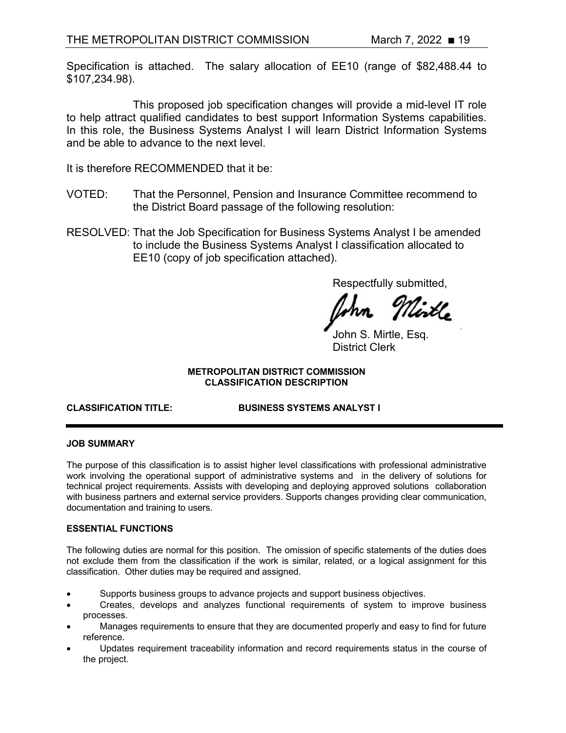Specification is attached. The salary allocation of EE10 (range of $82,488.44 to $107,234.98).

This proposed job specification changes will provide a mid-level IT role to help attract qualified candidates to best support Information Systems capabilities. In this role, the Business Systems Analyst I will learn District Information Systems and be able to advance to the next level.

It is therefore RECOMMENDED that it be:

VOTED: That the Personnel, Pension and Insurance Committee recommend to the District Board passage of the following resolution:

RESOLVED: That the Job Specification for Business Systems Analyst I be amended to include the Business Systems Analyst I classification allocated to EE10 (copy of job specification attached).

Respectfully submitted,

John S. Mirtle, Esq.
District Clerk

**METROPOLITAN DISTRICT COMMISSION**
**CLASSIFICATION DESCRIPTION**

**CLASSIFICATION TITLE: BUSINESS SYSTEMS ANALYST I**

---

**JOB SUMMARY**

The purpose of this classification is to assist higher level classifications with professional administrative work involving the operational support of administrative systems and in the delivery of solutions for technical project requirements. Assists with developing and deploying approved solutions collaboration with business partners and external service providers. Supports changes providing clear communication, documentation and training to users.

**ESSENTIAL FUNCTIONS**

The following duties are normal for this position. The omission of specific statements of the duties does not exclude them from the classification if the work is similar, related, or a logical assignment for this classification. Other duties may be required and assigned.

- Supports business groups to advance projects and support business objectives.
- Creates, develops and analyzes functional requirements of system to improve business processes.
- Manages requirements to ensure that they are documented properly and easy to find for future reference.
- Updates requirement traceability information and record requirements status in the course of the project.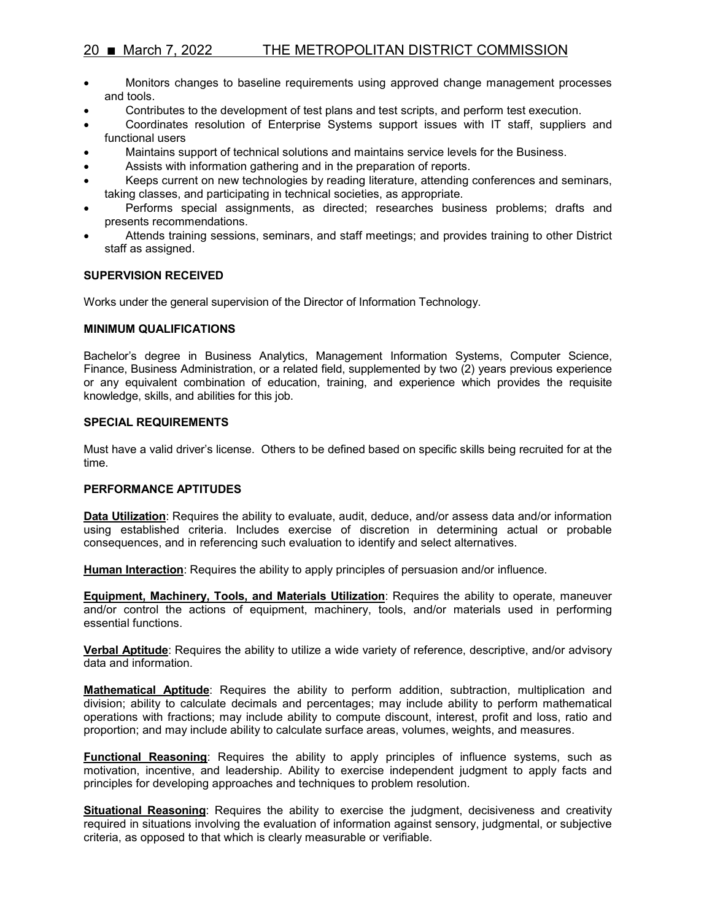- Monitors changes to baseline requirements using approved change management processes and tools.
- Contributes to the development of test plans and test scripts, and perform test execution.
- Coordinates resolution of Enterprise Systems support issues with IT staff, suppliers and functional users
- Maintains support of technical solutions and maintains service levels for the Business.
- Assists with information gathering and in the preparation of reports.
- Keeps current on new technologies by reading literature, attending conferences and seminars, taking classes, and participating in technical societies, as appropriate.
- Performs special assignments, as directed; researches business problems; drafts and presents recommendations.
- Attends training sessions, seminars, and staff meetings; and provides training to other District staff as assigned.

**SUPERVISION RECEIVED**

Works under the general supervision of the Director of Information Technology.

**MINIMUM QUALIFICATIONS**

Bachelor's degree in Business Analytics, Management Information Systems, Computer Science, Finance, Business Administration, or a related field, supplemented by two (2) years previous experience or any equivalent combination of education, training, and experience which provides the requisite knowledge, skills, and abilities for this job.

**SPECIAL REQUIREMENTS**

Must have a valid driver's license. Others to be defined based on specific skills being recruited for at the time.

**PERFORMANCE APTITUDES**

**Data Utilization**: Requires the ability to evaluate, audit, deduce, and/or assess data and/or information using established criteria. Includes exercise of discretion in determining actual or probable consequences, and in referencing such evaluation to identify and select alternatives.

**Human Interaction**: Requires the ability to apply principles of persuasion and/or influence.

**Equipment, Machinery, Tools, and Materials Utilization**: Requires the ability to operate, maneuver and/or control the actions of equipment, machinery, tools, and/or materials used in performing essential functions.

**Verbal Aptitude**: Requires the ability to utilize a wide variety of reference, descriptive, and/or advisory data and information.

**Mathematical Aptitude**: Requires the ability to perform addition, subtraction, multiplication and division; ability to calculate decimals and percentages; may include ability to perform mathematical operations with fractions; may include ability to compute discount, interest, profit and loss, ratio and proportion; and may include ability to calculate surface areas, volumes, weights, and measures.

**Functional Reasoning**: Requires the ability to apply principles of influence systems, such as motivation, incentive, and leadership. Ability to exercise independent judgment to apply facts and principles for developing approaches and techniques to problem resolution.

**Situational Reasoning**: Requires the ability to exercise the judgment, decisiveness and creativity required in situations involving the evaluation of information against sensory, judgmental, or subjective criteria, as opposed to that which is clearly measurable or verifiable.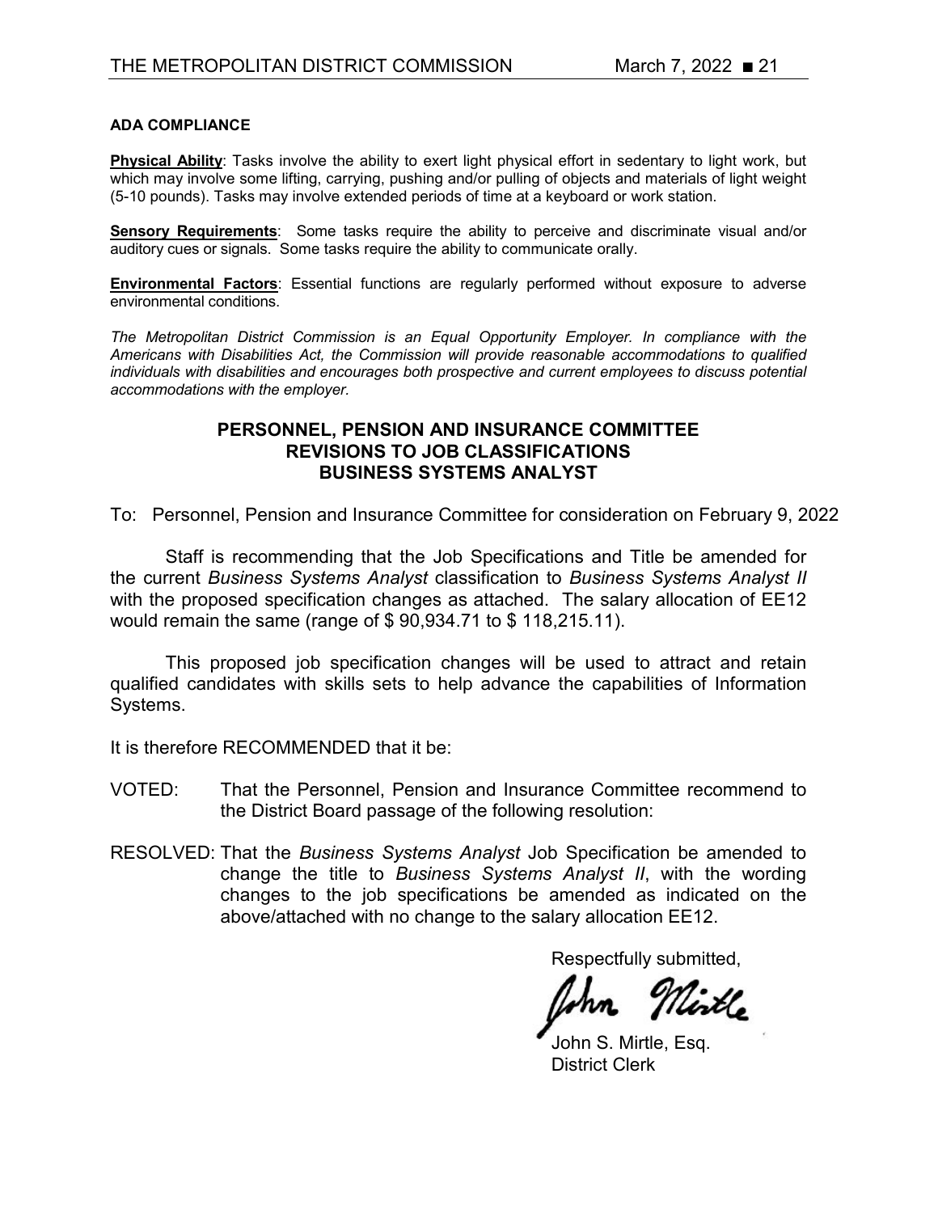**ADA COMPLIANCE**

**Physical Ability**: Tasks involve the ability to exert light physical effort in sedentary to light work, but which may involve some lifting, carrying, pushing and/or pulling of objects and materials of light weight (5-10 pounds). Tasks may involve extended periods of time at a keyboard or work station.

**Sensory Requirements**: Some tasks require the ability to perceive and discriminate visual and/or auditory cues or signals. Some tasks require the ability to communicate orally.

**Environmental Factors**: Essential functions are regularly performed without exposure to adverse environmental conditions.

*The Metropolitan District Commission is an Equal Opportunity Employer. In compliance with the Americans with Disabilities Act, the Commission will provide reasonable accommodations to qualified individuals with disabilities and encourages both prospective and current employees to discuss potential accommodations with the employer.*

## PERSONNEL, PENSION AND INSURANCE COMMITTEE
## REVISIONS TO JOB CLASSIFICATIONS
## BUSINESS SYSTEMS ANALYST

To: Personnel, Pension and Insurance Committee for consideration on February 9, 2022

Staff is recommending that the Job Specifications and Title be amended for the current *Business Systems Analyst* classification to *Business Systems Analyst II* with the proposed specification changes as attached. The salary allocation of EE12 would remain the same (range of $ 90,934.71 to $ 118,215.11).

This proposed job specification changes will be used to attract and retain qualified candidates with skills sets to help advance the capabilities of Information Systems.

It is therefore RECOMMENDED that it be:

VOTED: That the Personnel, Pension and Insurance Committee recommend to the District Board passage of the following resolution:

RESOLVED: That the *Business Systems Analyst* Job Specification be amended to change the title to *Business Systems Analyst II*, with the wording changes to the job specifications be amended as indicated on the above/attached with no change to the salary allocation EE12.

Respectfully submitted,

John S. Mirtle, Esq.
District Clerk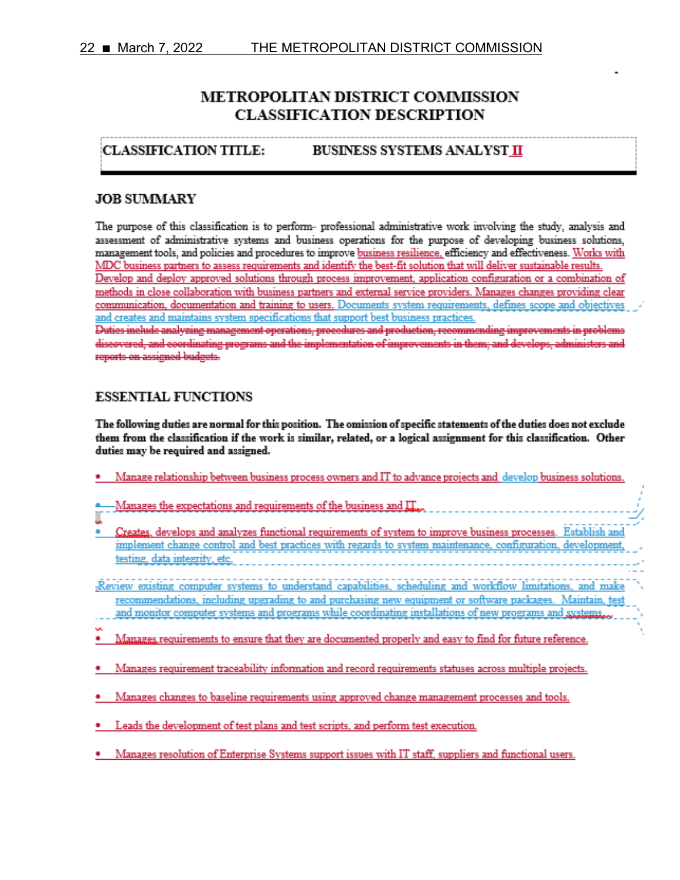# METROPOLITAN DISTRICT COMMISSION
# CLASSIFICATION DESCRIPTION

**CLASSIFICATION TITLE:** **BUSINESS SYSTEMS ANALYST II**

## JOB SUMMARY

The purpose of this classification is to perform professional administrative work involving the study, analysis and assessment of administrative systems and business operations for the purpose of developing business solutions, management tools, and policies and procedures to improve business resilience, efficiency and effectiveness. Works with MDC business partners to assess requirements and identify the best-fit solution that will deliver sustainable results. Develop and deploy approved solutions through process improvement, application configuration or a combination of methods in close collaboration with business partners and external service providers. Manages changes providing clear communication, documentation and training to users. Documents system requirements, defines scope and objectives and creates and maintains system specifications that support best business practices.

~~Duties include analyzing management operations, procedures and production, recommending improvements in problems discovered, and coordinating programs and the implementation of improvements in them; and develops, administers and reports on assigned budgets.~~

## ESSENTIAL FUNCTIONS

**The following duties are normal for this position. The omission of specific statements of the duties does not exclude them from the classification if the work is similar, related, or a logical assignment for this classification. Other duties may be required and assigned.**

- Manage relationship between business process owners and IT to advance projects and develop business solutions.
- Manages the expectations and requirements of the business and IT.
- Creates, develops and analyzes functional requirements of system to improve business processes. Establish and implement change control and best practices with regards to system maintenance, configuration, development, testing, data integrity, etc.
- Review existing computer systems to understand capabilities, scheduling and workflow limitations, and make recommendations, including upgrading to and purchasing new equipment or software packages. Maintain, test and monitor computer systems and programs while coordinating installations of new programs and systems.
- Manages requirements to ensure that they are documented properly and easy to find for future reference.
- Manages requirement traceability information and record requirements statuses across multiple projects.
- Manages changes to baseline requirements using approved change management processes and tools.
- Leads the development of test plans and test scripts, and perform test execution.
- Manages resolution of Enterprise Systems support issues with IT staff, suppliers and functional users.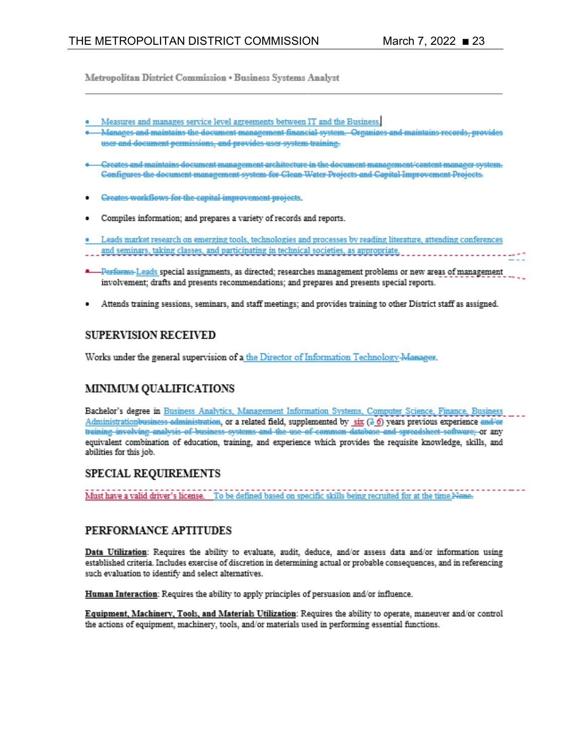Metropolitan District Commission • Business Systems Analyst

---

- Measures and manages service level agreements between IT and the Business.
- ~~Manages and maintains the document management financial system. Organizes and maintains records, provides user and document permissions, and provides user system training.~~
- ~~Creates and maintains document management architecture in the document management/content manager system. Configures the document management system for Clean Water Projects and Capital Improvement Projects.~~
- ~~Creates workflows for the capital improvement projects~~.
- Compiles information; and prepares a variety of records and reports.
- Leads market research on emerging tools, technologies and processes by reading literature, attending conferences and seminars, taking classes, and participating in technical societies, as appropriate.
- ~~Performs~~ Leads special assignments, as directed; researches management problems or new areas of management involvement; drafts and presents recommendations; and prepares and presents special reports.
- Attends training sessions, seminars, and staff meetings; and provides training to other District staff as assigned.

## SUPERVISION RECEIVED

Works under the general supervision of a the Director of Information Technology ~~Manager~~.

## MINIMUM QUALIFICATIONS

Bachelor's degree in Business Analytics, Management Information Systems, Computer Science, Finance, Business Administration~~business administration~~, or a related field, supplemented by six (~~2~~ 6) years previous experience ~~and/or training involving analysis of business systems and the use of common database and spreadsheet software;~~ or any equivalent combination of education, training, and experience which provides the requisite knowledge, skills, and abilities for this job.

## SPECIAL REQUIREMENTS

Must have a valid driver's license. To be defined based on specific skills being recruited for at the time ~~None.~~

## PERFORMANCE APTITUDES

**Data Utilization**: Requires the ability to evaluate, audit, deduce, and/or assess data and/or information using established criteria. Includes exercise of discretion in determining actual or probable consequences, and in referencing such evaluation to identify and select alternatives.

**Human Interaction**: Requires the ability to apply principles of persuasion and/or influence.

**Equipment, Machinery, Tools, and Materials Utilization**: Requires the ability to operate, maneuver and/or control the actions of equipment, machinery, tools, and/or materials used in performing essential functions.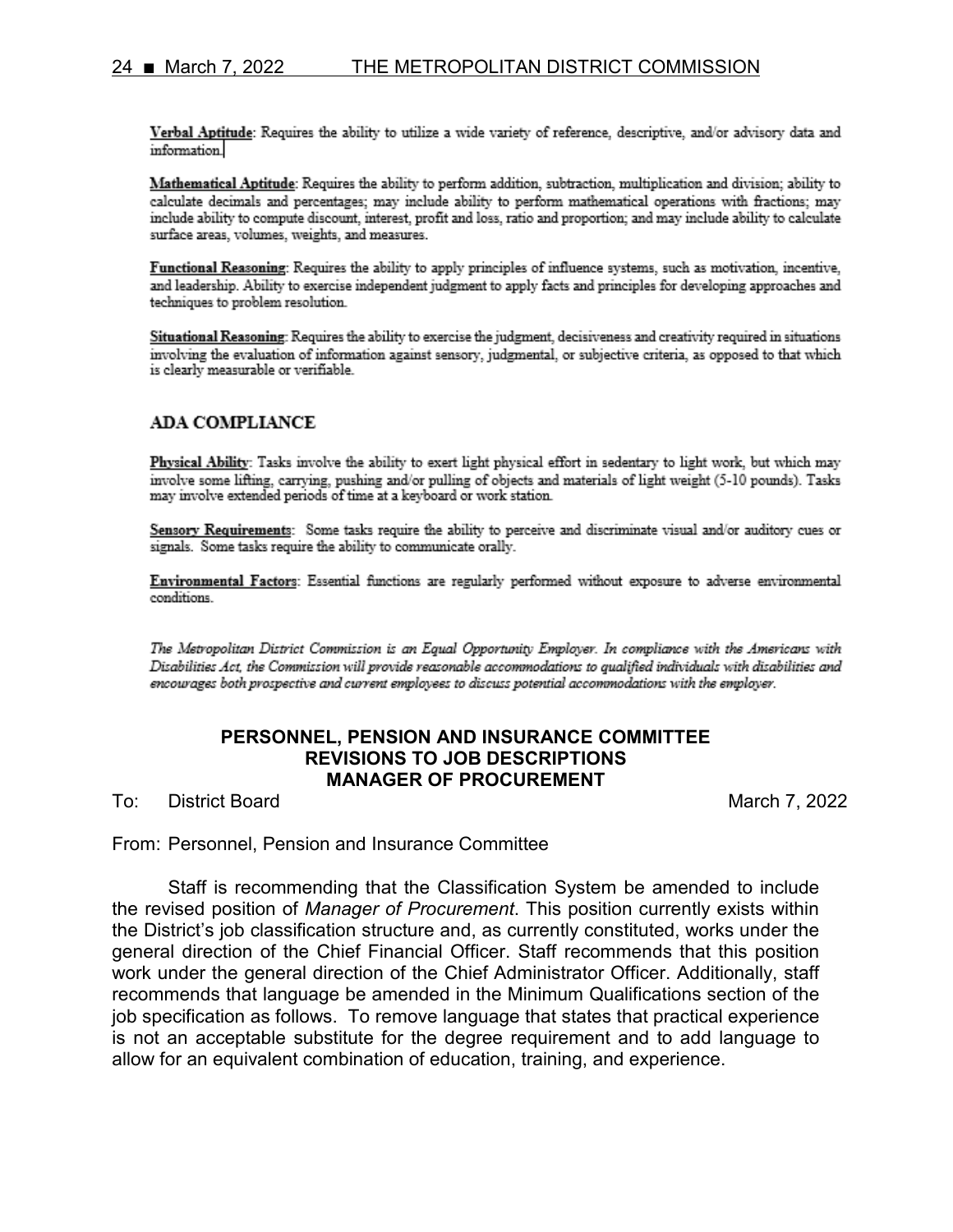**Verbal Aptitude**: Requires the ability to utilize a wide variety of reference, descriptive, and/or advisory data and information.

**Mathematical Aptitude**: Requires the ability to perform addition, subtraction, multiplication and division; ability to calculate decimals and percentages; may include ability to perform mathematical operations with fractions; may include ability to compute discount, interest, profit and loss, ratio and proportion; and may include ability to calculate surface areas, volumes, weights, and measures.

**Functional Reasoning**: Requires the ability to apply principles of influence systems, such as motivation, incentive, and leadership. Ability to exercise independent judgment to apply facts and principles for developing approaches and techniques to problem resolution.

**Situational Reasoning**: Requires the ability to exercise the judgment, decisiveness and creativity required in situations involving the evaluation of information against sensory, judgmental, or subjective criteria, as opposed to that which is clearly measurable or verifiable.

## ADA COMPLIANCE

**Physical Ability**: Tasks involve the ability to exert light physical effort in sedentary to light work, but which may involve some lifting, carrying, pushing and/or pulling of objects and materials of light weight (5-10 pounds). Tasks may involve extended periods of time at a keyboard or work station.

**Sensory Requirements**: Some tasks require the ability to perceive and discriminate visual and/or auditory cues or signals. Some tasks require the ability to communicate orally.

**Environmental Factors**: Essential functions are regularly performed without exposure to adverse environmental conditions.

*The Metropolitan District Commission is an Equal Opportunity Employer. In compliance with the Americans with Disabilities Act, the Commission will provide reasonable accommodations to qualified individuals with disabilities and encourages both prospective and current employees to discuss potential accommodations with the employer.*

## PERSONNEL, PENSION AND INSURANCE COMMITTEE
## REVISIONS TO JOB DESCRIPTIONS
## MANAGER OF PROCUREMENT

To: District Board March 7, 2022

From: Personnel, Pension and Insurance Committee

Staff is recommending that the Classification System be amended to include the revised position of *Manager of Procurement*. This position currently exists within the District's job classification structure and, as currently constituted, works under the general direction of the Chief Financial Officer. Staff recommends that this position work under the general direction of the Chief Administrator Officer. Additionally, staff recommends that language be amended in the Minimum Qualifications section of the job specification as follows. To remove language that states that practical experience is not an acceptable substitute for the degree requirement and to add language to allow for an equivalent combination of education, training, and experience.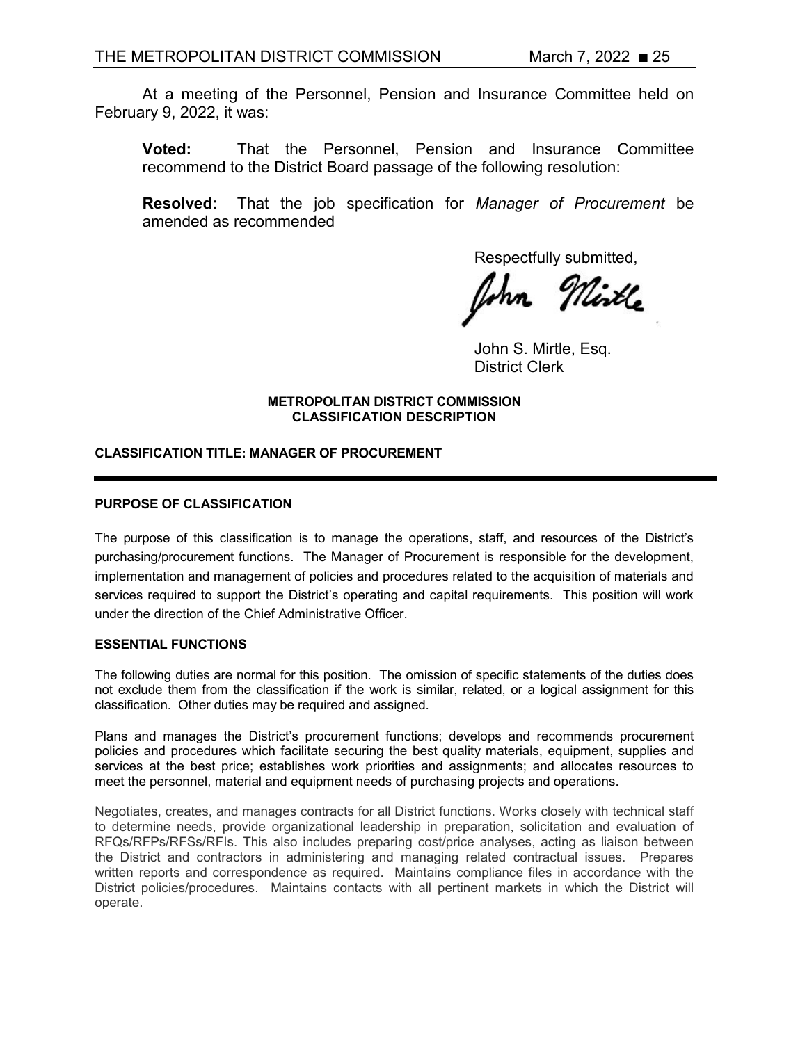At a meeting of the Personnel, Pension and Insurance Committee held on February 9, 2022, it was:

> **Voted:** That the Personnel, Pension and Insurance Committee recommend to the District Board passage of the following resolution:
>
> **Resolved:** That the job specification for *Manager of Procurement* be amended as recommended

Respectfully submitted,

John S. Mirtle, Esq.
District Clerk

**METROPOLITAN DISTRICT COMMISSION**
**CLASSIFICATION DESCRIPTION**

**CLASSIFICATION TITLE: MANAGER OF PROCUREMENT**

---

**PURPOSE OF CLASSIFICATION**

The purpose of this classification is to manage the operations, staff, and resources of the District's purchasing/procurement functions. The Manager of Procurement is responsible for the development, implementation and management of policies and procedures related to the acquisition of materials and services required to support the District's operating and capital requirements. This position will work under the direction of the Chief Administrative Officer.

**ESSENTIAL FUNCTIONS**

The following duties are normal for this position. The omission of specific statements of the duties does not exclude them from the classification if the work is similar, related, or a logical assignment for this classification. Other duties may be required and assigned.

Plans and manages the District's procurement functions; develops and recommends procurement policies and procedures which facilitate securing the best quality materials, equipment, supplies and services at the best price; establishes work priorities and assignments; and allocates resources to meet the personnel, material and equipment needs of purchasing projects and operations.

Negotiates, creates, and manages contracts for all District functions. Works closely with technical staff to determine needs, provide organizational leadership in preparation, solicitation and evaluation of RFQs/RFPs/RFSs/RFIs. This also includes preparing cost/price analyses, acting as liaison between the District and contractors in administering and managing related contractual issues. Prepares written reports and correspondence as required. Maintains compliance files in accordance with the District policies/procedures. Maintains contacts with all pertinent markets in which the District will operate.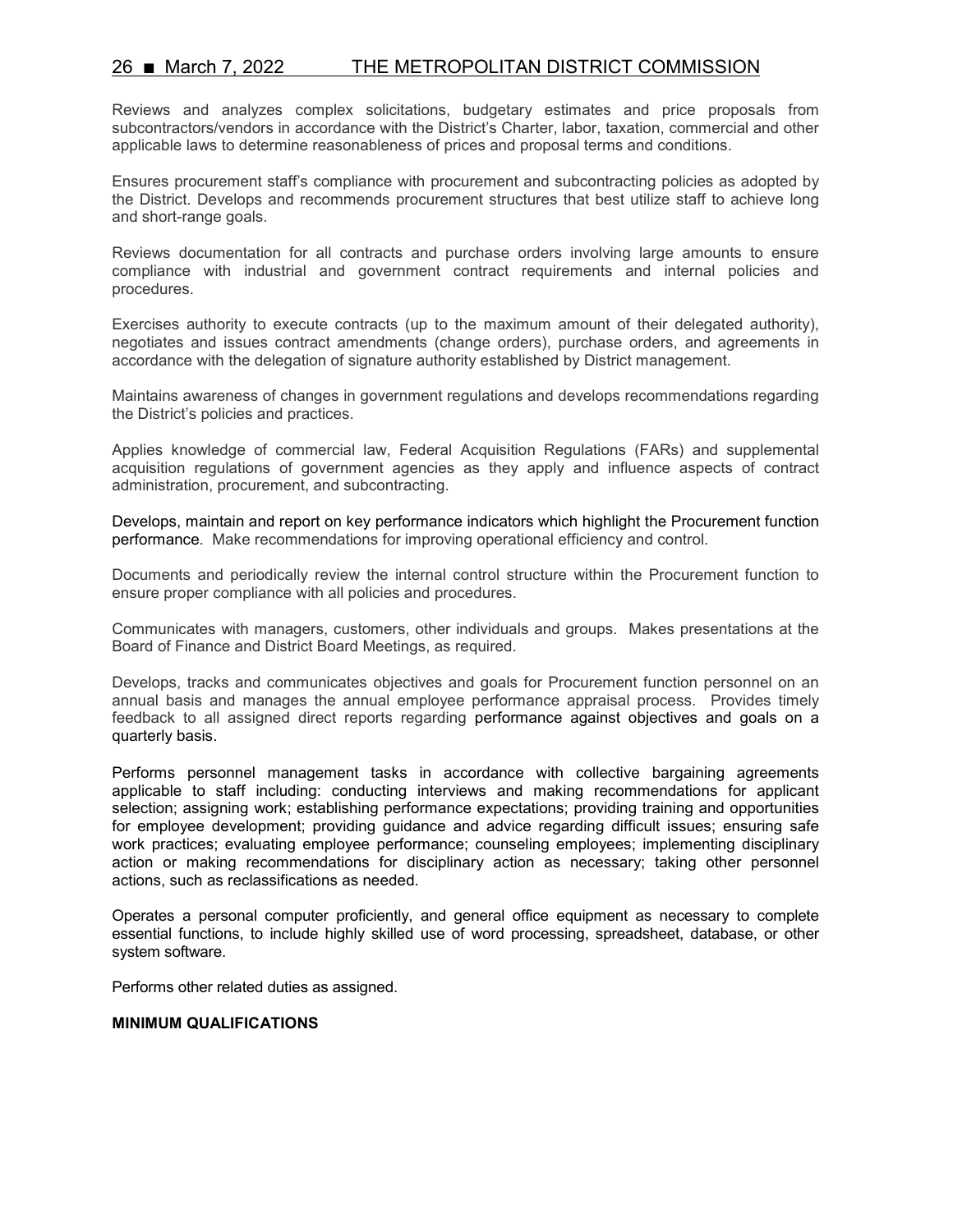Reviews and analyzes complex solicitations, budgetary estimates and price proposals from subcontractors/vendors in accordance with the District's Charter, labor, taxation, commercial and other applicable laws to determine reasonableness of prices and proposal terms and conditions.

Ensures procurement staff's compliance with procurement and subcontracting policies as adopted by the District. Develops and recommends procurement structures that best utilize staff to achieve long and short-range goals.

Reviews documentation for all contracts and purchase orders involving large amounts to ensure compliance with industrial and government contract requirements and internal policies and procedures.

Exercises authority to execute contracts (up to the maximum amount of their delegated authority), negotiates and issues contract amendments (change orders), purchase orders, and agreements in accordance with the delegation of signature authority established by District management.

Maintains awareness of changes in government regulations and develops recommendations regarding the District's policies and practices.

Applies knowledge of commercial law, Federal Acquisition Regulations (FARs) and supplemental acquisition regulations of government agencies as they apply and influence aspects of contract administration, procurement, and subcontracting.

Develops, maintain and report on key performance indicators which highlight the Procurement function performance. Make recommendations for improving operational efficiency and control.

Documents and periodically review the internal control structure within the Procurement function to ensure proper compliance with all policies and procedures.

Communicates with managers, customers, other individuals and groups. Makes presentations at the Board of Finance and District Board Meetings, as required.

Develops, tracks and communicates objectives and goals for Procurement function personnel on an annual basis and manages the annual employee performance appraisal process. Provides timely feedback to all assigned direct reports regarding performance against objectives and goals on a quarterly basis.

Performs personnel management tasks in accordance with collective bargaining agreements applicable to staff including: conducting interviews and making recommendations for applicant selection; assigning work; establishing performance expectations; providing training and opportunities for employee development; providing guidance and advice regarding difficult issues; ensuring safe work practices; evaluating employee performance; counseling employees; implementing disciplinary action or making recommendations for disciplinary action as necessary; taking other personnel actions, such as reclassifications as needed.

Operates a personal computer proficiently, and general office equipment as necessary to complete essential functions, to include highly skilled use of word processing, spreadsheet, database, or other system software.

Performs other related duties as assigned.

**MINIMUM QUALIFICATIONS**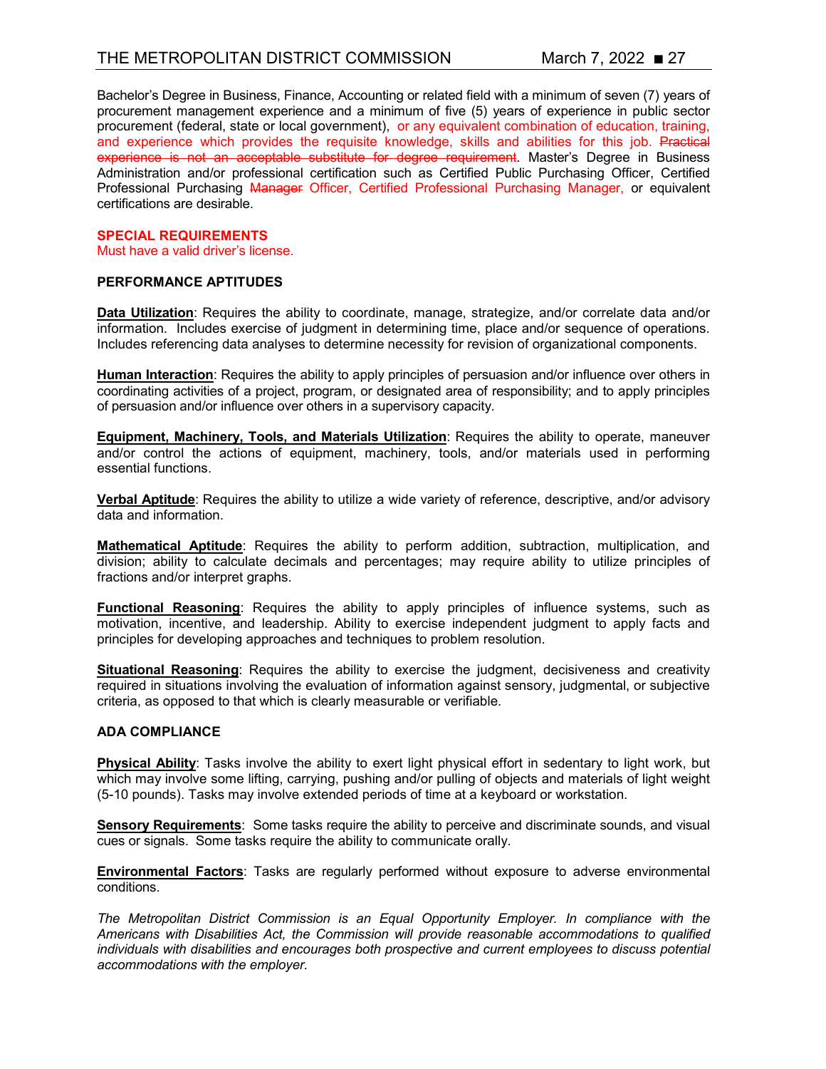Bachelor's Degree in Business, Finance, Accounting or related field with a minimum of seven (7) years of procurement management experience and a minimum of five (5) years of experience in public sector procurement (federal, state or local government), or any equivalent combination of education, training, and experience which provides the requisite knowledge, skills and abilities for this job. ~~Practical experience is not an acceptable substitute for degree requirement~~. Master's Degree in Business Administration and/or professional certification such as Certified Public Purchasing Officer, Certified Professional Purchasing ~~Manager~~ Officer, Certified Professional Purchasing Manager, or equivalent certifications are desirable.

**SPECIAL REQUIREMENTS**

Must have a valid driver's license.

**PERFORMANCE APTITUDES**

**Data Utilization**: Requires the ability to coordinate, manage, strategize, and/or correlate data and/or information. Includes exercise of judgment in determining time, place and/or sequence of operations. Includes referencing data analyses to determine necessity for revision of organizational components.

**Human Interaction**: Requires the ability to apply principles of persuasion and/or influence over others in coordinating activities of a project, program, or designated area of responsibility; and to apply principles of persuasion and/or influence over others in a supervisory capacity.

**Equipment, Machinery, Tools, and Materials Utilization**: Requires the ability to operate, maneuver and/or control the actions of equipment, machinery, tools, and/or materials used in performing essential functions.

**Verbal Aptitude**: Requires the ability to utilize a wide variety of reference, descriptive, and/or advisory data and information.

**Mathematical Aptitude**: Requires the ability to perform addition, subtraction, multiplication, and division; ability to calculate decimals and percentages; may require ability to utilize principles of fractions and/or interpret graphs.

**Functional Reasoning**: Requires the ability to apply principles of influence systems, such as motivation, incentive, and leadership. Ability to exercise independent judgment to apply facts and principles for developing approaches and techniques to problem resolution.

**Situational Reasoning**: Requires the ability to exercise the judgment, decisiveness and creativity required in situations involving the evaluation of information against sensory, judgmental, or subjective criteria, as opposed to that which is clearly measurable or verifiable.

**ADA COMPLIANCE**

**Physical Ability**: Tasks involve the ability to exert light physical effort in sedentary to light work, but which may involve some lifting, carrying, pushing and/or pulling of objects and materials of light weight (5-10 pounds). Tasks may involve extended periods of time at a keyboard or workstation.

**Sensory Requirements**: Some tasks require the ability to perceive and discriminate sounds, and visual cues or signals. Some tasks require the ability to communicate orally.

**Environmental Factors**: Tasks are regularly performed without exposure to adverse environmental conditions.

*The Metropolitan District Commission is an Equal Opportunity Employer. In compliance with the Americans with Disabilities Act, the Commission will provide reasonable accommodations to qualified individuals with disabilities and encourages both prospective and current employees to discuss potential accommodations with the employer.*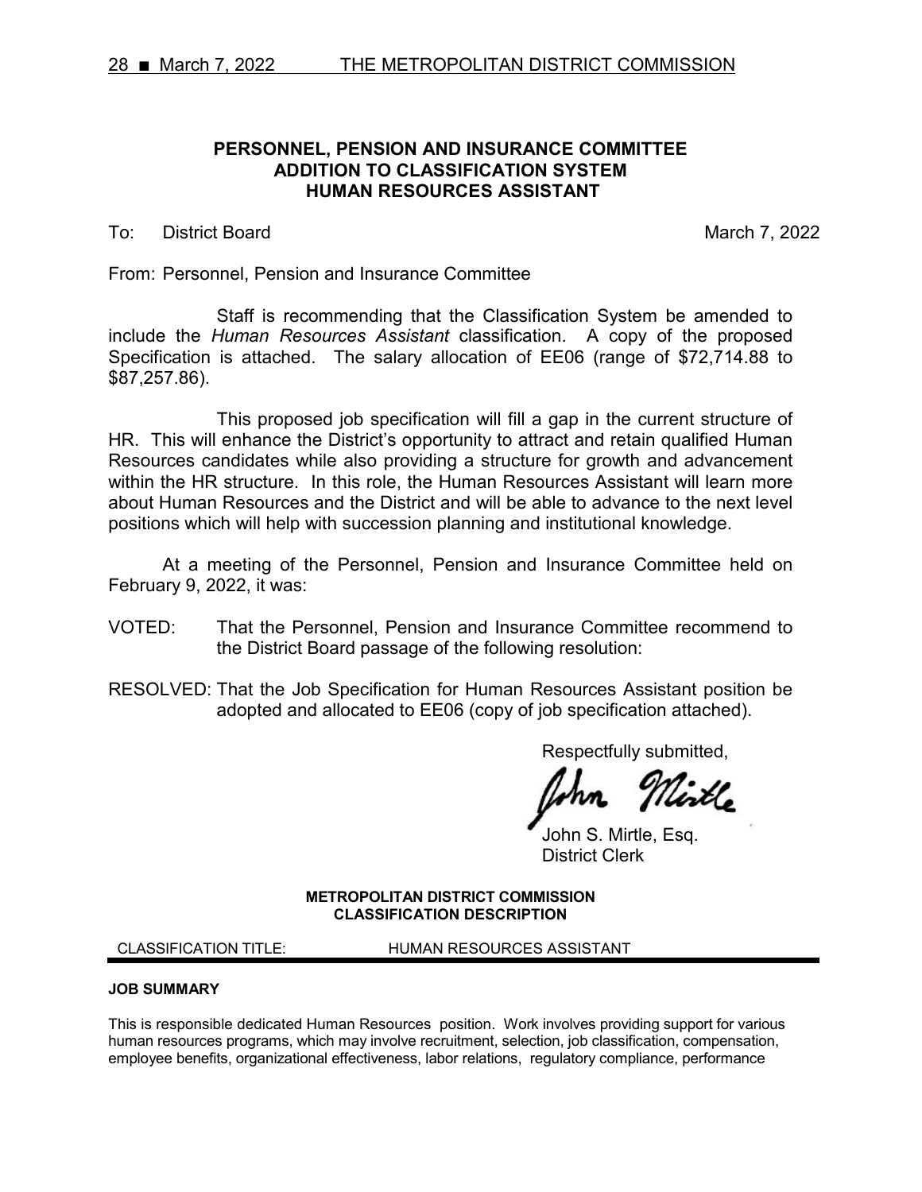**PERSONNEL, PENSION AND INSURANCE COMMITTEE**
**ADDITION TO CLASSIFICATION SYSTEM**
**HUMAN RESOURCES ASSISTANT**

To: District Board March 7, 2022

From: Personnel, Pension and Insurance Committee

Staff is recommending that the Classification System be amended to include the *Human Resources Assistant* classification. A copy of the proposed Specification is attached. The salary allocation of EE06 (range of $72,714.88 to $87,257.86).

This proposed job specification will fill a gap in the current structure of HR. This will enhance the District's opportunity to attract and retain qualified Human Resources candidates while also providing a structure for growth and advancement within the HR structure. In this role, the Human Resources Assistant will learn more about Human Resources and the District and will be able to advance to the next level positions which will help with succession planning and institutional knowledge.

At a meeting of the Personnel, Pension and Insurance Committee held on February 9, 2022, it was:

VOTED: That the Personnel, Pension and Insurance Committee recommend to the District Board passage of the following resolution:

RESOLVED: That the Job Specification for Human Resources Assistant position be adopted and allocated to EE06 (copy of job specification attached).

Respectfully submitted,

John S. Mirtle, Esq.
District Clerk

**METROPOLITAN DISTRICT COMMISSION**
**CLASSIFICATION DESCRIPTION**

CLASSIFICATION TITLE: HUMAN RESOURCES ASSISTANT

**JOB SUMMARY**

This is responsible dedicated Human Resources position. Work involves providing support for various human resources programs, which may involve recruitment, selection, job classification, compensation, employee benefits, organizational effectiveness, labor relations, regulatory compliance, performance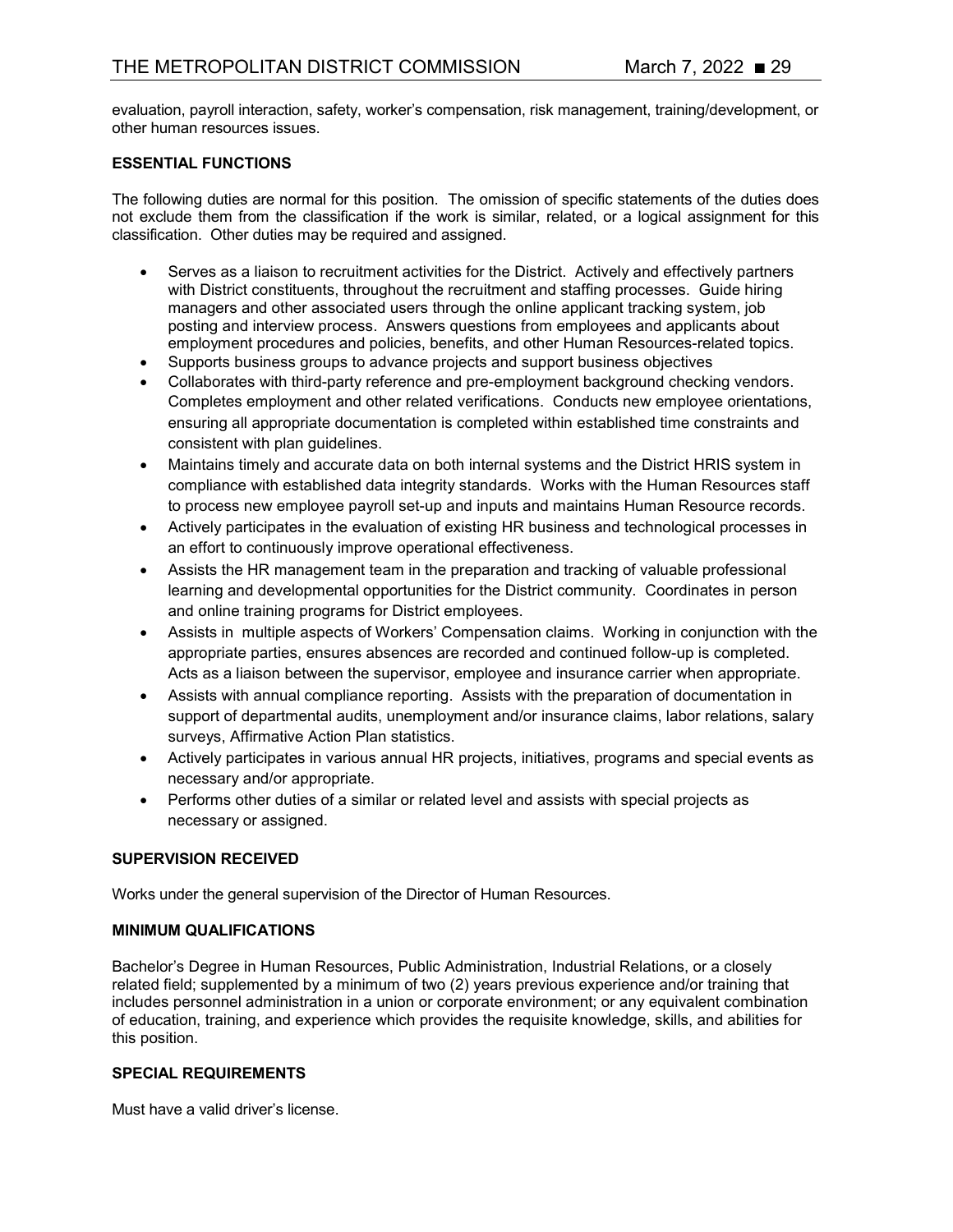evaluation, payroll interaction, safety, worker's compensation, risk management, training/development, or other human resources issues.

**ESSENTIAL FUNCTIONS**

The following duties are normal for this position. The omission of specific statements of the duties does not exclude them from the classification if the work is similar, related, or a logical assignment for this classification. Other duties may be required and assigned.

- Serves as a liaison to recruitment activities for the District. Actively and effectively partners with District constituents, throughout the recruitment and staffing processes. Guide hiring managers and other associated users through the online applicant tracking system, job posting and interview process. Answers questions from employees and applicants about employment procedures and policies, benefits, and other Human Resources-related topics.
- Supports business groups to advance projects and support business objectives
- Collaborates with third-party reference and pre-employment background checking vendors. Completes employment and other related verifications. Conducts new employee orientations, ensuring all appropriate documentation is completed within established time constraints and consistent with plan guidelines.
- Maintains timely and accurate data on both internal systems and the District HRIS system in compliance with established data integrity standards. Works with the Human Resources staff to process new employee payroll set-up and inputs and maintains Human Resource records.
- Actively participates in the evaluation of existing HR business and technological processes in an effort to continuously improve operational effectiveness.
- Assists the HR management team in the preparation and tracking of valuable professional learning and developmental opportunities for the District community. Coordinates in person and online training programs for District employees.
- Assists in multiple aspects of Workers' Compensation claims. Working in conjunction with the appropriate parties, ensures absences are recorded and continued follow-up is completed. Acts as a liaison between the supervisor, employee and insurance carrier when appropriate.
- Assists with annual compliance reporting. Assists with the preparation of documentation in support of departmental audits, unemployment and/or insurance claims, labor relations, salary surveys, Affirmative Action Plan statistics.
- Actively participates in various annual HR projects, initiatives, programs and special events as necessary and/or appropriate.
- Performs other duties of a similar or related level and assists with special projects as necessary or assigned.

**SUPERVISION RECEIVED**

Works under the general supervision of the Director of Human Resources.

**MINIMUM QUALIFICATIONS**

Bachelor's Degree in Human Resources, Public Administration, Industrial Relations, or a closely related field; supplemented by a minimum of two (2) years previous experience and/or training that includes personnel administration in a union or corporate environment; or any equivalent combination of education, training, and experience which provides the requisite knowledge, skills, and abilities for this position.

**SPECIAL REQUIREMENTS**

Must have a valid driver's license.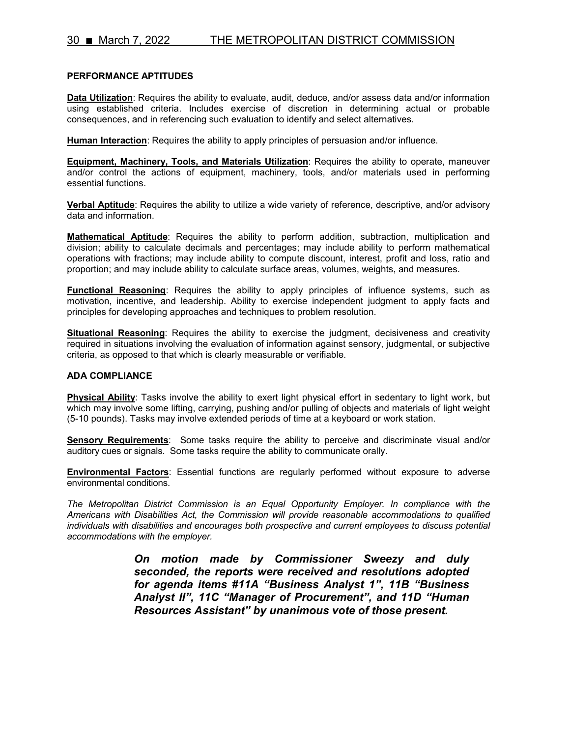**PERFORMANCE APTITUDES**

**Data Utilization**: Requires the ability to evaluate, audit, deduce, and/or assess data and/or information using established criteria. Includes exercise of discretion in determining actual or probable consequences, and in referencing such evaluation to identify and select alternatives.

**Human Interaction**: Requires the ability to apply principles of persuasion and/or influence.

**Equipment, Machinery, Tools, and Materials Utilization**: Requires the ability to operate, maneuver and/or control the actions of equipment, machinery, tools, and/or materials used in performing essential functions.

**Verbal Aptitude**: Requires the ability to utilize a wide variety of reference, descriptive, and/or advisory data and information.

**Mathematical Aptitude**: Requires the ability to perform addition, subtraction, multiplication and division; ability to calculate decimals and percentages; may include ability to perform mathematical operations with fractions; may include ability to compute discount, interest, profit and loss, ratio and proportion; and may include ability to calculate surface areas, volumes, weights, and measures.

**Functional Reasoning**: Requires the ability to apply principles of influence systems, such as motivation, incentive, and leadership. Ability to exercise independent judgment to apply facts and principles for developing approaches and techniques to problem resolution.

**Situational Reasoning**: Requires the ability to exercise the judgment, decisiveness and creativity required in situations involving the evaluation of information against sensory, judgmental, or subjective criteria, as opposed to that which is clearly measurable or verifiable.

**ADA COMPLIANCE**

**Physical Ability**: Tasks involve the ability to exert light physical effort in sedentary to light work, but which may involve some lifting, carrying, pushing and/or pulling of objects and materials of light weight (5-10 pounds). Tasks may involve extended periods of time at a keyboard or work station.

**Sensory Requirements**: Some tasks require the ability to perceive and discriminate visual and/or auditory cues or signals. Some tasks require the ability to communicate orally.

**Environmental Factors**: Essential functions are regularly performed without exposure to adverse environmental conditions.

*The Metropolitan District Commission is an Equal Opportunity Employer. In compliance with the Americans with Disabilities Act, the Commission will provide reasonable accommodations to qualified individuals with disabilities and encourages both prospective and current employees to discuss potential accommodations with the employer.*

***On motion made by Commissioner Sweezy and duly seconded, the reports were received and resolutions adopted for agenda items #11A "Business Analyst 1", 11B "Business Analyst II", 11C "Manager of Procurement", and 11D "Human Resources Assistant" by unanimous vote of those present.***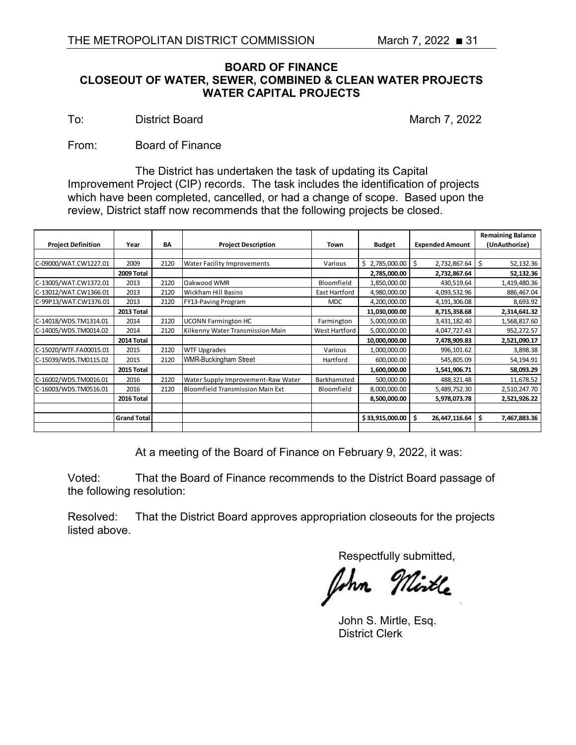## BOARD OF FINANCE
## CLOSEOUT OF WATER, SEWER, COMBINED & CLEAN WATER PROJECTS
## WATER CAPITAL PROJECTS

To: District Board March 7, 2022

From: Board of Finance

The District has undertaken the task of updating its Capital Improvement Project (CIP) records. The task includes the identification of projects which have been completed, cancelled, or had a change of scope. Based upon the review, District staff now recommends that the following projects be closed.

| Project Definition | Year | BA | Project Description | Town | Budget | Expended Amount | Remaining Balance (UnAuthorize) |
|---|---|---|---|---|---|---|---|
| C-09000/WAT.CW1227.01 | 2009 | 2120 | Water Facility Improvements | Various | $ 2,785,000.00 | $ 2,732,867.64 | $ 52,132.36 |
| | **2009 Total** | | | | **2,785,000.00** | **2,732,867.64** | **52,132.36** |
| C-13005/WAT.CW1372.01 | 2013 | 2120 | Oakwood WMR | Bloomfield | 1,850,000.00 | 430,519.64 | 1,419,480.36 |
| C-13012/WAT.CW1366.01 | 2013 | 2120 | Wickham Hill Basins | East Hartford | 4,980,000.00 | 4,093,532.96 | 886,467.04 |
| C-99P13/WAT.CW1376.01 | 2013 | 2120 | FY13-Paving Program | MDC | 4,200,000.00 | 4,191,306.08 | 8,693.92 |
| | **2013 Total** | | | | **11,030,000.00** | **8,715,358.68** | **2,314,641.32** |
| C-14018/WDS.TM1314.01 | 2014 | 2120 | UCONN Farmington HC | Farmington | 5,000,000.00 | 3,431,182.40 | 1,568,817.60 |
| C-14005/WDS.TM0014.02 | 2014 | 2120 | Kilkenny Water Transmission Main | West Hartford | 5,000,000.00 | 4,047,727.43 | 952,272.57 |
| | **2014 Total** | | | | **10,000,000.00** | **7,478,909.83** | **2,521,090.17** |
| C-15020/WTF.FA00015.01 | 2015 | 2120 | WTF Upgrades | Various | 1,000,000.00 | 996,101.62 | 3,898.38 |
| C-15039/WDS.TM0115.02 | 2015 | 2120 | WMR-Buckingham Street | Hartford | 600,000.00 | 545,805.09 | 54,194.91 |
| | **2015 Total** | | | | **1,600,000.00** | **1,541,906.71** | **58,093.29** |
| C-16002/WDS.TM0016.01 | 2016 | 2120 | Water Supply Improvement-Raw Water | Barkhamsted | 500,000.00 | 488,321.48 | 11,678.52 |
| C-16003/WDS.TM0516.01 | 2016 | 2120 | Bloomfield Transmission Main Ext | Bloomfield | 8,000,000.00 | 5,489,752.30 | 2,510,247.70 |
| | **2016 Total** | | | | **8,500,000.00** | **5,978,073.78** | **2,521,926.22** |
| | **Grand Total** | | | | **$ 33,915,000.00** | **$ 26,447,116.64** | **$ 7,467,883.36** |

At a meeting of the Board of Finance on February 9, 2022, it was:

Voted: That the Board of Finance recommends to the District Board passage of the following resolution:

Resolved: That the District Board approves appropriation closeouts for the projects listed above.

Respectfully submitted,

John S. Mirtle, Esq.
District Clerk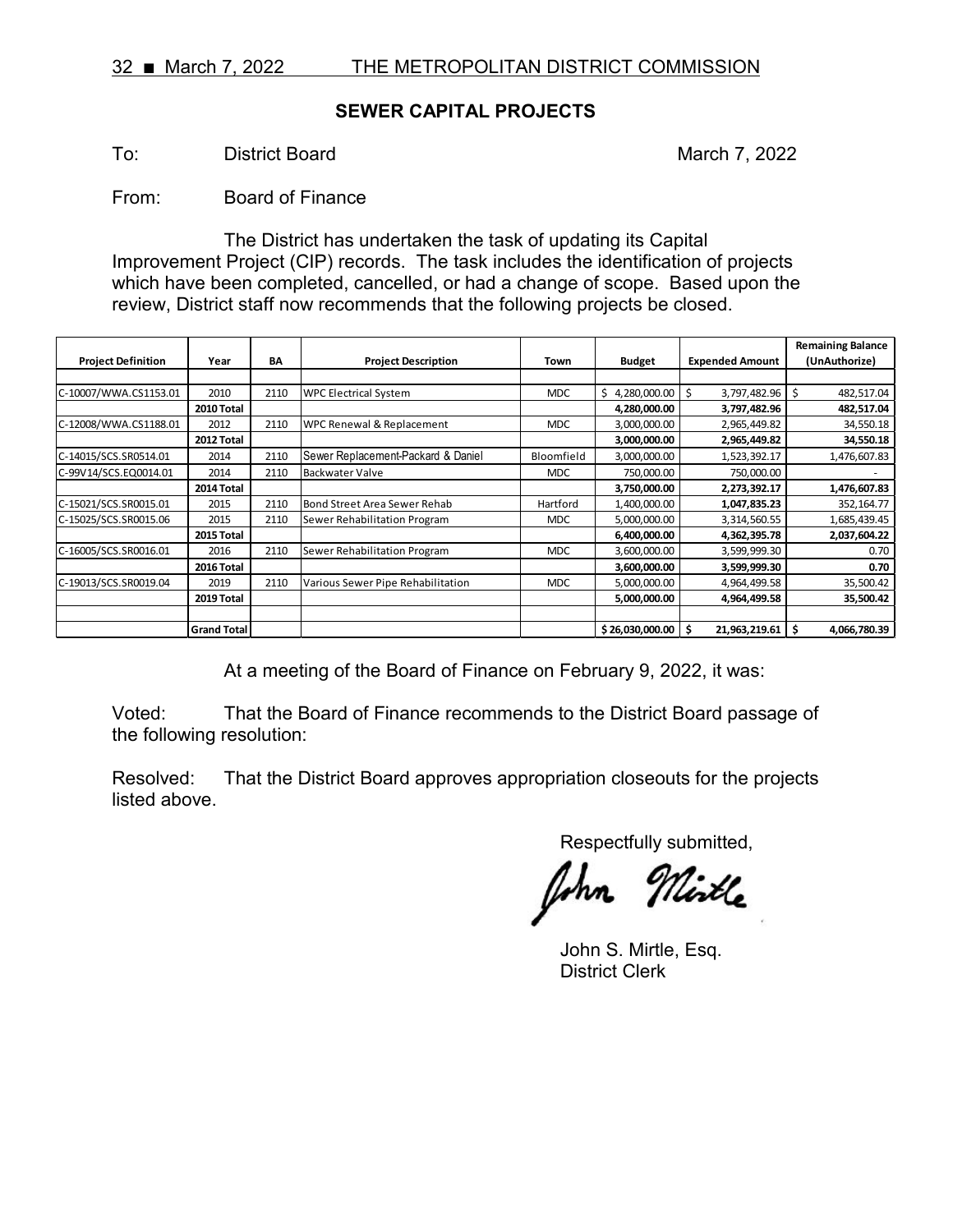## SEWER CAPITAL PROJECTS

To: District Board March 7, 2022

From: Board of Finance

The District has undertaken the task of updating its Capital Improvement Project (CIP) records. The task includes the identification of projects which have been completed, cancelled, or had a change of scope. Based upon the review, District staff now recommends that the following projects be closed.

| Project Definition | Year | BA | Project Description | Town | Budget | Expended Amount | Remaining Balance (UnAuthorize) |
|---|---|---|---|---|---|---|---|
| C-10007/WWA.CS1153.01 | 2010 | 2110 | WPC Electrical System | MDC | $ 4,280,000.00 | $ 3,797,482.96 | $ 482,517.04 |
| | **2010 Total** | | | | **4,280,000.00** | **3,797,482.96** | **482,517.04** |
| C-12008/WWA.CS1188.01 | 2012 | 2110 | WPC Renewal & Replacement | MDC | 3,000,000.00 | 2,965,449.82 | 34,550.18 |
| | **2012 Total** | | | | **3,000,000.00** | **2,965,449.82** | **34,550.18** |
| C-14015/SCS.SR0514.01 | 2014 | 2110 | Sewer Replacement-Packard & Daniel | Bloomfield | 3,000,000.00 | 1,523,392.17 | 1,476,607.83 |
| C-99V14/SCS.EQ0014.01 | 2014 | 2110 | Backwater Valve | MDC | 750,000.00 | 750,000.00 | - |
| | **2014 Total** | | | | **3,750,000.00** | **2,273,392.17** | **1,476,607.83** |
| C-15021/SCS.SR0015.01 | 2015 | 2110 | Bond Street Area Sewer Rehab | Hartford | 1,400,000.00 | **1,047,835.23** | 352,164.77 |
| C-15025/SCS.SR0015.06 | 2015 | 2110 | Sewer Rehabilitation Program | MDC | 5,000,000.00 | 3,314,560.55 | 1,685,439.45 |
| | **2015 Total** | | | | **6,400,000.00** | **4,362,395.78** | **2,037,604.22** |
| C-16005/SCS.SR0016.01 | 2016 | 2110 | Sewer Rehabilitation Program | MDC | 3,600,000.00 | 3,599,999.30 | 0.70 |
| | **2016 Total** | | | | **3,600,000.00** | **3,599,999.30** | **0.70** |
| C-19013/SCS.SR0019.04 | 2019 | 2110 | Various Sewer Pipe Rehabilitation | MDC | 5,000,000.00 | 4,964,499.58 | 35,500.42 |
| | **2019 Total** | | | | **5,000,000.00** | **4,964,499.58** | **35,500.42** |
| | | | | | | | |
| | **Grand Total** | | | | **$ 26,030,000.00** | **$ 21,963,219.61** | **$ 4,066,780.39** |

At a meeting of the Board of Finance on February 9, 2022, it was:

Voted: That the Board of Finance recommends to the District Board passage of the following resolution:

Resolved: That the District Board approves appropriation closeouts for the projects listed above.

Respectfully submitted,

John S. Mirtle, Esq.
District Clerk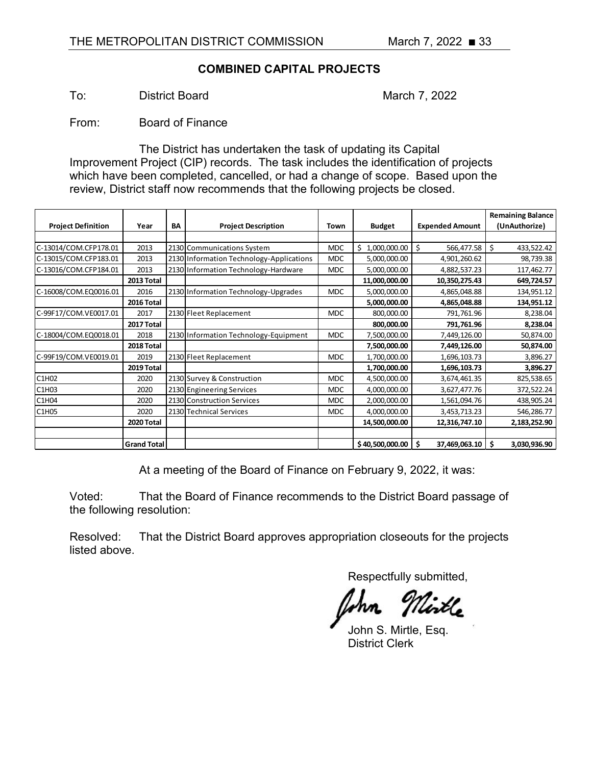## COMBINED CAPITAL PROJECTS

To: District Board March 7, 2022

From: Board of Finance

The District has undertaken the task of updating its Capital Improvement Project (CIP) records. The task includes the identification of projects which have been completed, cancelled, or had a change of scope. Based upon the review, District staff now recommends that the following projects be closed.

| Project Definition | Year | BA | Project Description | Town | Budget | Expended Amount | Remaining Balance (UnAuthorize) |
|---|---|---|---|---|---|---|---|
| C-13014/COM.CFP178.01 | 2013 | 2130 | Communications System | MDC | $ 1,000,000.00 | $ 566,477.58 | $ 433,522.42 |
| C-13015/COM.CFP183.01 | 2013 | 2130 | Information Technology-Applications | MDC | 5,000,000.00 | 4,901,260.62 | 98,739.38 |
| C-13016/COM.CFP184.01 | 2013 | 2130 | Information Technology-Hardware | MDC | 5,000,000.00 | 4,882,537.23 | 117,462.77 |
| | **2013 Total** | | | | **11,000,000.00** | **10,350,275.43** | **649,724.57** |
| C-16008/COM.EQ0016.01 | 2016 | 2130 | Information Technology-Upgrades | MDC | 5,000,000.00 | 4,865,048.88 | 134,951.12 |
| | **2016 Total** | | | | **5,000,000.00** | **4,865,048.88** | **134,951.12** |
| C-99F17/COM.VE0017.01 | 2017 | 2130 | Fleet Replacement | MDC | 800,000.00 | 791,761.96 | 8,238.04 |
| | **2017 Total** | | | | **800,000.00** | **791,761.96** | **8,238.04** |
| C-18004/COM.EQ0018.01 | 2018 | 2130 | Information Technology-Equipment | MDC | 7,500,000.00 | 7,449,126.00 | 50,874.00 |
| | **2018 Total** | | | | **7,500,000.00** | **7,449,126.00** | **50,874.00** |
| C-99F19/COM.VE0019.01 | 2019 | 2130 | Fleet Replacement | MDC | 1,700,000.00 | 1,696,103.73 | 3,896.27 |
| | **2019 Total** | | | | **1,700,000.00** | **1,696,103.73** | **3,896.27** |
| C1H02 | 2020 | 2130 | Survey & Construction | MDC | 4,500,000.00 | 3,674,461.35 | 825,538.65 |
| C1H03 | 2020 | 2130 | Engineering Services | MDC | 4,000,000.00 | 3,627,477.76 | 372,522.24 |
| C1H04 | 2020 | 2130 | Construction Services | MDC | 2,000,000.00 | 1,561,094.76 | 438,905.24 |
| C1H05 | 2020 | 2130 | Technical Services | MDC | 4,000,000.00 | 3,453,713.23 | 546,286.77 |
| | **2020 Total** | | | | **14,500,000.00** | **12,316,747.10** | **2,183,252.90** |
| | | | | | | | |
| | **Grand Total** | | | | **$ 40,500,000.00** | **$ 37,469,063.10** | **$ 3,030,936.90** |

At a meeting of the Board of Finance on February 9, 2022, it was:

Voted: That the Board of Finance recommends to the District Board passage of the following resolution:

Resolved: That the District Board approves appropriation closeouts for the projects listed above.

Respectfully submitted,

John S. Mirtle, Esq.
District Clerk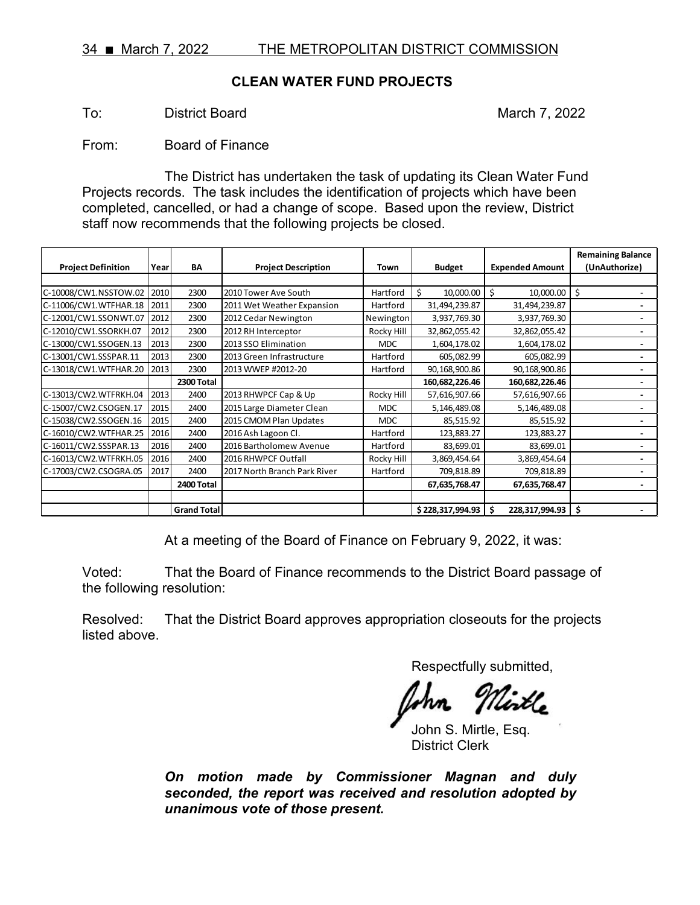## CLEAN WATER FUND PROJECTS

To: District Board March 7, 2022

From: Board of Finance

The District has undertaken the task of updating its Clean Water Fund Projects records. The task includes the identification of projects which have been completed, cancelled, or had a change of scope. Based upon the review, District staff now recommends that the following projects be closed.

| Project Definition | Year | BA | Project Description | Town | Budget | Expended Amount | Remaining Balance (UnAuthorize) |
|---|---|---|---|---|---|---|---|
| | | | | | | | |
| C-10008/CW1.NSSTOW.02 | 2010 | 2300 | 2010 Tower Ave South | Hartford | $ 10,000.00 | $ 10,000.00 | $ - |
| C-11006/CW1.WTFHAR.18 | 2011 | 2300 | 2011 Wet Weather Expansion | Hartford | 31,494,239.87 | 31,494,239.87 | - |
| C-12001/CW1.SSONWT.07 | 2012 | 2300 | 2012 Cedar Newington | Newington | 3,937,769.30 | 3,937,769.30 | - |
| C-12010/CW1.SSORKH.07 | 2012 | 2300 | 2012 RH Interceptor | Rocky Hill | 32,862,055.42 | 32,862,055.42 | - |
| C-13000/CW1.SSOGEN.13 | 2013 | 2300 | 2013 SSO Elimination | MDC | 1,604,178.02 | 1,604,178.02 | - |
| C-13001/CW1.SSSPAR.11 | 2013 | 2300 | 2013 Green Infrastructure | Hartford | 605,082.99 | 605,082.99 | - |
| C-13018/CW1.WTFHAR.20 | 2013 | 2300 | 2013 WWEP #2012-20 | Hartford | 90,168,900.86 | 90,168,900.86 | - |
| | | **2300 Total** | | | **160,682,226.46** | **160,682,226.46** | **-** |
| C-13013/CW2.WTFRKH.04 | 2013 | 2400 | 2013 RHWPCF Cap & Up | Rocky Hill | 57,616,907.66 | 57,616,907.66 | - |
| C-15007/CW2.CSOGEN.17 | 2015 | 2400 | 2015 Large Diameter Clean | MDC | 5,146,489.08 | 5,146,489.08 | - |
| C-15038/CW2.SSOGEN.16 | 2015 | 2400 | 2015 CMOM Plan Updates | MDC | 85,515.92 | 85,515.92 | - |
| C-16010/CW2.WTFHAR.25 | 2016 | 2400 | 2016 Ash Lagoon Cl. | Hartford | 123,883.27 | 123,883.27 | - |
| C-16011/CW2.SSSPAR.13 | 2016 | 2400 | 2016 Bartholomew Avenue | Hartford | 83,699.01 | 83,699.01 | - |
| C-16013/CW2.WTFRKH.05 | 2016 | 2400 | 2016 RHWPCF Outfall | Rocky Hill | 3,869,454.64 | 3,869,454.64 | - |
| C-17003/CW2.CSOGRA.05 | 2017 | 2400 | 2017 North Branch Park River | Hartford | 709,818.89 | 709,818.89 | - |
| | | **2400 Total** | | | **67,635,768.47** | **67,635,768.47** | **-** |
| | | | | | | | |
| | | **Grand Total** | | | **$ 228,317,994.93** | **$ 228,317,994.93** | **$ -** |

At a meeting of the Board of Finance on February 9, 2022, it was:

Voted: That the Board of Finance recommends to the District Board passage of the following resolution:

Resolved: That the District Board approves appropriation closeouts for the projects listed above.

Respectfully submitted,

John S. Mirtle, Esq.
District Clerk

***On motion made by Commissioner Magnan and duly seconded, the report was received and resolution adopted by unanimous vote of those present.***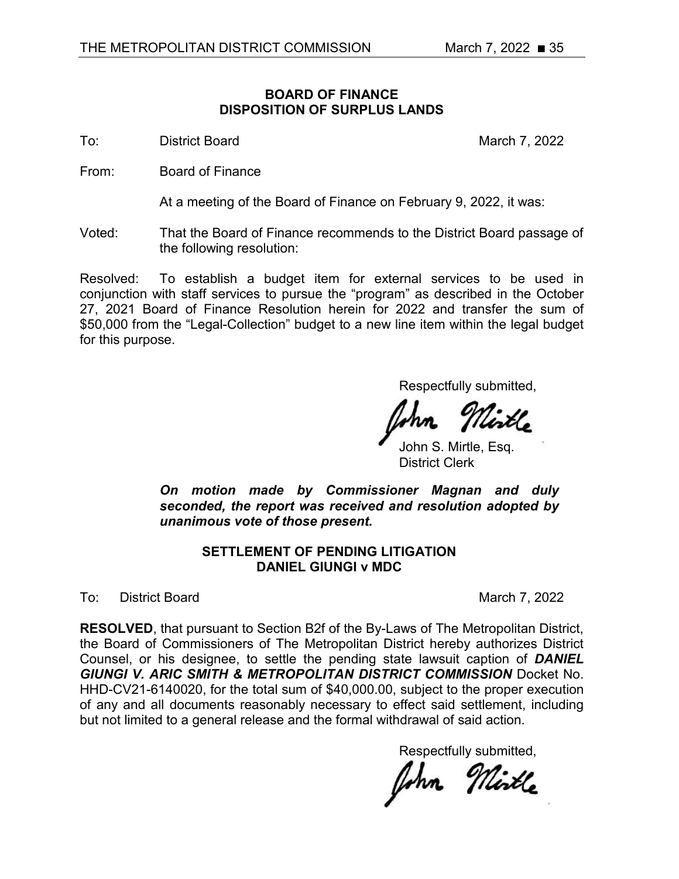### BOARD OF FINANCE
### DISPOSITION OF SURPLUS LANDS

To: District Board March 7, 2022

From: Board of Finance

At a meeting of the Board of Finance on February 9, 2022, it was:

Voted: That the Board of Finance recommends to the District Board passage of the following resolution:

Resolved: To establish a budget item for external services to be used in conjunction with staff services to pursue the "program" as described in the October 27, 2021 Board of Finance Resolution herein for 2022 and transfer the sum of $50,000 from the "Legal-Collection" budget to a new line item within the legal budget for this purpose.

Respectfully submitted,

John S. Mirtle, Esq.
District Clerk

***On motion made by Commissioner Magnan and duly seconded, the report was received and resolution adopted by unanimous vote of those present.***

### SETTLEMENT OF PENDING LITIGATION
### DANIEL GIUNGI v MDC

To: District Board March 7, 2022

**RESOLVED**, that pursuant to Section B2f of the By-Laws of The Metropolitan District, the Board of Commissioners of The Metropolitan District hereby authorizes District Counsel, or his designee, to settle the pending state lawsuit caption of ***DANIEL GIUNGI V. ARIC SMITH & METROPOLITAN DISTRICT COMMISSION*** Docket No. HHD-CV21-6140020, for the total sum of $40,000.00, subject to the proper execution of any and all documents reasonably necessary to effect said settlement, including but not limited to a general release and the formal withdrawal of said action.

Respectfully submitted,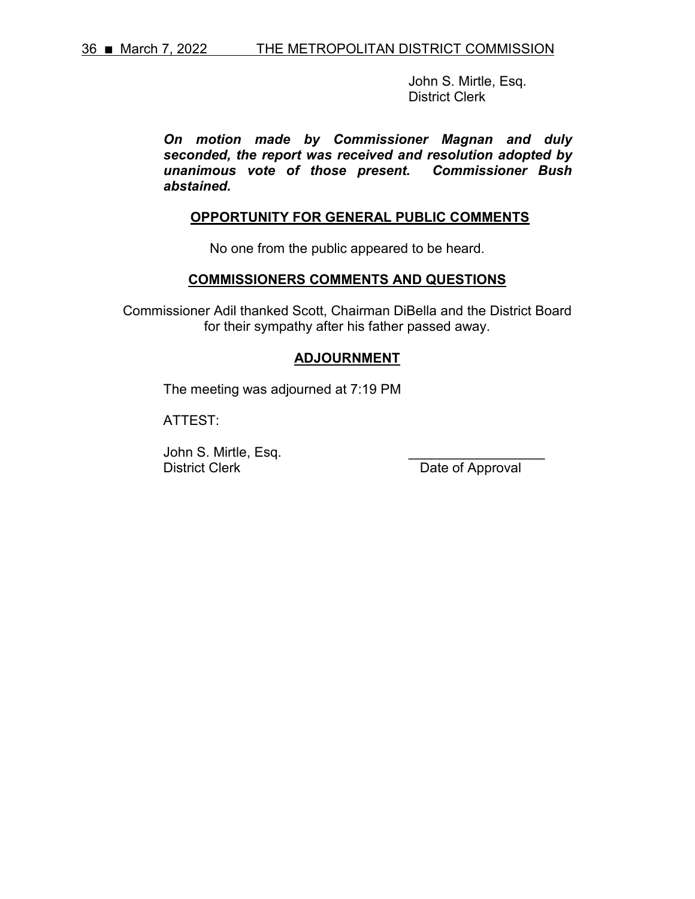John S. Mirtle, Esq.
District Clerk

***On motion made by Commissioner Magnan and duly seconded, the report was received and resolution adopted by unanimous vote of those present. Commissioner Bush abstained.***

## OPPORTUNITY FOR GENERAL PUBLIC COMMENTS

No one from the public appeared to be heard.

## COMMISSIONERS COMMENTS AND QUESTIONS

Commissioner Adil thanked Scott, Chairman DiBella and the District Board for their sympathy after his father passed away.

## ADJOURNMENT

The meeting was adjourned at 7:19 PM

ATTEST:

John S. Mirtle, Esq.
District Clerk

__________________
Date of Approval